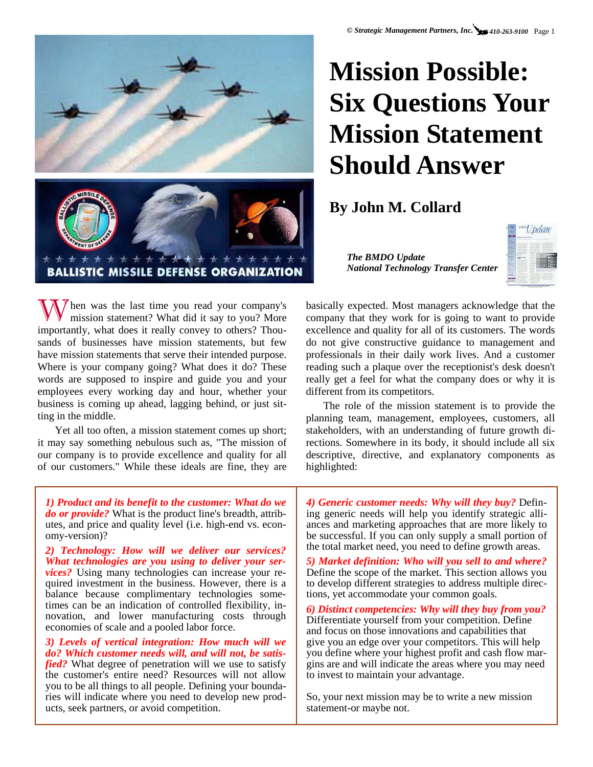# Mission Possible: Six Questions Your Mission Statement Should Answer

## By John M. Collard

***The BMDO Update***
***National Technology Transfer Center***

When was the last time you read your company's mission statement? What did it say to you? More importantly, what does it really convey to others? Thousands of businesses have mission statements, but few have mission statements that serve their intended purpose. Where is your company going? What does it do? These words are supposed to inspire and guide you and your employees every working day and hour, whether your business is coming up ahead, lagging behind, or just sitting in the middle.

Yet all too often, a mission statement comes up short; it may say something nebulous such as, "The mission of our company is to provide excellence and quality for all of our customers." While these ideals are fine, they are basically expected. Most managers acknowledge that the company that they work for is going to want to provide excellence and quality for all of its customers. The words do not give constructive guidance to management and professionals in their daily work lives. And a customer reading such a plaque over the receptionist's desk doesn't really get a feel for what the company does or why it is different from its competitors.

The role of the mission statement is to provide the planning team, management, employees, customers, all stakeholders, with an understanding of future growth directions. Somewhere in its body, it should include all six descriptive, directive, and explanatory components as highlighted:

***1) Product and its benefit to the customer: What do we do or provide?*** What is the product line's breadth, attributes, and price and quality level (i.e. high-end vs. economy-version)?

***2) Technology: How will we deliver our services? What technologies are you using to deliver your services?*** Using many technologies can increase your required investment in the business. However, there is a balance because complimentary technologies sometimes can be an indication of controlled flexibility, innovation, and lower manufacturing costs through economies of scale and a pooled labor force.

***3) Levels of vertical integration: How much will we do? Which customer needs will, and will not, be satisfied?*** What degree of penetration will we use to satisfy the customer's entire need? Resources will not allow you to be all things to all people. Defining your boundaries will indicate where you need to develop new products, seek partners, or avoid competition.

***4) Generic customer needs: Why will they buy?*** Defining generic needs will help you identify strategic alliances and marketing approaches that are more likely to be successful. If you can only supply a small portion of the total market need, you need to define growth areas.

***5) Market definition: Who will you sell to and where?*** Define the scope of the market. This section allows you to develop different strategies to address multiple directions, yet accommodate your common goals.

***6) Distinct competencies: Why will they buy from you?*** Differentiate yourself from your competition. Define and focus on those innovations and capabilities that give you an edge over your competitors. This will help you define where your highest profit and cash flow margins are and will indicate the areas where you may need to invest to maintain your advantage.

So, your next mission may be to write a new mission statement-or maybe not.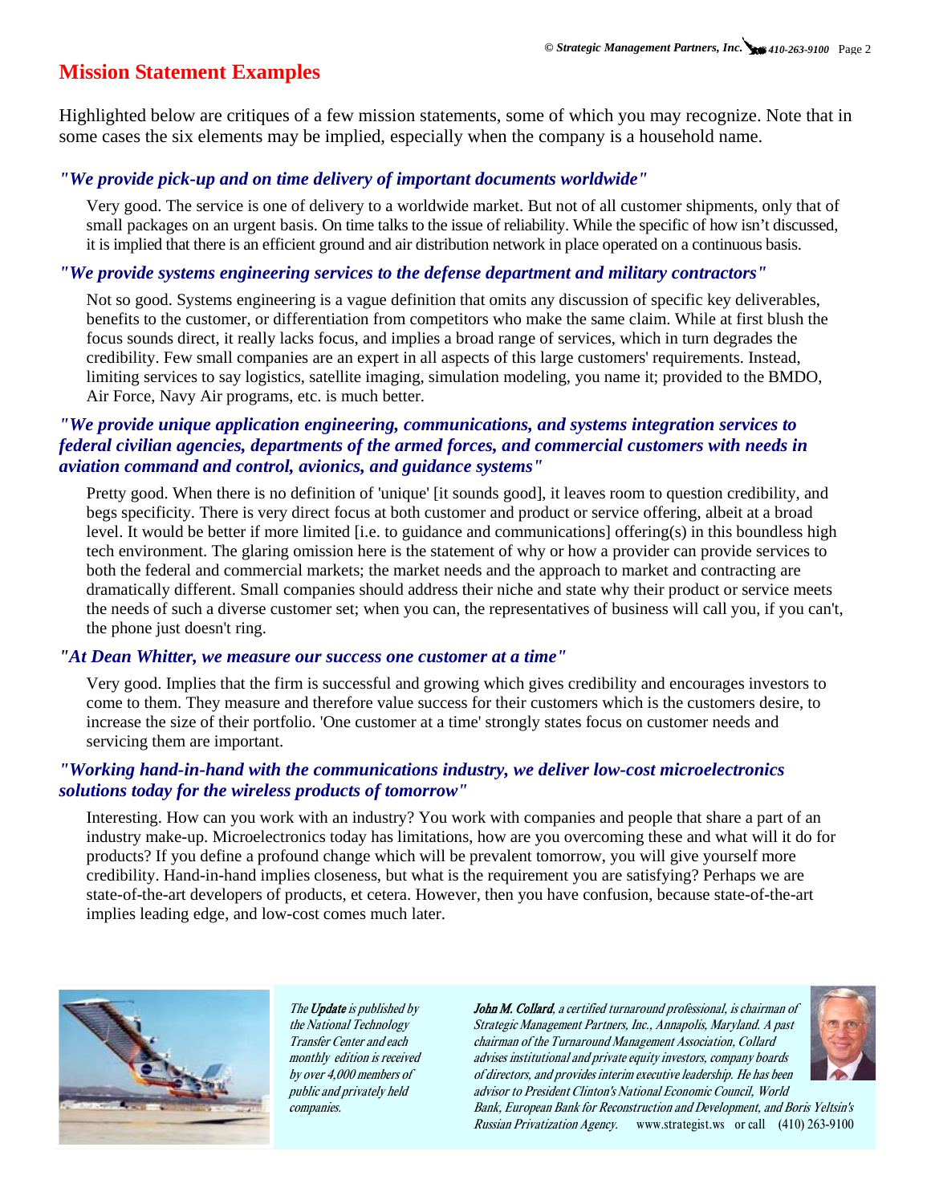# Mission Statement Examples

Highlighted below are critiques of a few mission statements, some of which you may recognize. Note that in some cases the six elements may be implied, especially when the company is a household name.

***"We provide pick-up and on time delivery of important documents worldwide"***

Very good. The service is one of delivery to a worldwide market. But not of all customer shipments, only that of small packages on an urgent basis. On time talks to the issue of reliability. While the specific of how isn't discussed, it is implied that there is an efficient ground and air distribution network in place operated on a continuous basis.

***"We provide systems engineering services to the defense department and military contractors"***

Not so good. Systems engineering is a vague definition that omits any discussion of specific key deliverables, benefits to the customer, or differentiation from competitors who make the same claim. While at first blush the focus sounds direct, it really lacks focus, and implies a broad range of services, which in turn degrades the credibility. Few small companies are an expert in all aspects of this large customers' requirements. Instead, limiting services to say logistics, satellite imaging, simulation modeling, you name it; provided to the BMDO, Air Force, Navy Air programs, etc. is much better.

***"We provide unique application engineering, communications, and systems integration services to federal civilian agencies, departments of the armed forces, and commercial customers with needs in aviation command and control, avionics, and guidance systems"***

Pretty good. When there is no definition of 'unique' [it sounds good], it leaves room to question credibility, and begs specificity. There is very direct focus at both customer and product or service offering, albeit at a broad level. It would be better if more limited [i.e. to guidance and communications] offering(s) in this boundless high tech environment. The glaring omission here is the statement of why or how a provider can provide services to both the federal and commercial markets; the market needs and the approach to market and contracting are dramatically different. Small companies should address their niche and state why their product or service meets the needs of such a diverse customer set; when you can, the representatives of business will call you, if you can't, the phone just doesn't ring.

***"At Dean Whitter, we measure our success one customer at a time"***

Very good. Implies that the firm is successful and growing which gives credibility and encourages investors to come to them. They measure and therefore value success for their customers which is the customers desire, to increase the size of their portfolio. 'One customer at a time' strongly states focus on customer needs and servicing them are important.

***"Working hand-in-hand with the communications industry, we deliver low-cost microelectronics solutions today for the wireless products of tomorrow"***

Interesting. How can you work with an industry? You work with companies and people that share a part of an industry make-up. Microelectronics today has limitations, how are you overcoming these and what will it do for products? If you define a profound change which will be prevalent tomorrow, you will give yourself more credibility. Hand-in-hand implies closeness, but what is the requirement you are satisfying? Perhaps we are state-of-the-art developers of products, et cetera. However, then you have confusion, because state-of-the-art implies leading edge, and low-cost comes much later.

*The **Update** is published by the National Technology Transfer Center and each monthly edition is received by over 4,000 members of public and privately held companies.*

***John M. Collard**, a certified turnaround professional, is chairman of Strategic Management Partners, Inc., Annapolis, Maryland. A past chairman of the Turnaround Management Association, Collard advises institutional and private equity investors, company boards of directors, and provides interim executive leadership. He has been advisor to President Clinton's National Economic Council, World Bank, European Bank for Reconstruction and Development, and Boris Yeltsin's Russian Privatization Agency.* www.strategist.ws or call (410) 263-9100